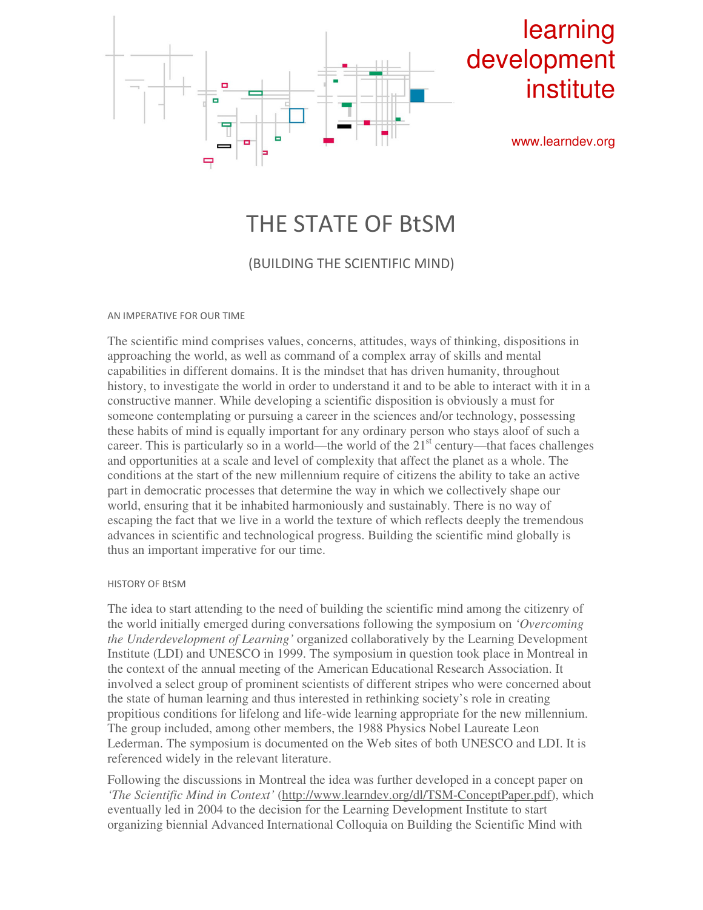learning development institute

www.learndev.org

# THE STATE OF BtSM

## (BUILDING THE SCIENTIFIC MIND)

### AN IMPERATIVE FOR OUR TIME

The scientific mind comprises values, concerns, attitudes, ways of thinking, dispositions in approaching the world, as well as command of a complex array of skills and mental capabilities in different domains. It is the mindset that has driven humanity, throughout history, to investigate the world in order to understand it and to be able to interact with it in a constructive manner. While developing a scientific disposition is obviously a must for someone contemplating or pursuing a career in the sciences and/or technology, possessing these habits of mind is equally important for any ordinary person who stays aloof of such a career. This is particularly so in a world—the world of the 21st century—that faces challenges and opportunities at a scale and level of complexity that affect the planet as a whole. The conditions at the start of the new millennium require of citizens the ability to take an active part in democratic processes that determine the way in which we collectively shape our world, ensuring that it be inhabited harmoniously and sustainably. There is no way of escaping the fact that we live in a world the texture of which reflects deeply the tremendous advances in scientific and technological progress. Building the scientific mind globally is thus an important imperative for our time.

### HISTORY OF BtSM

The idea to start attending to the need of building the scientific mind among the citizenry of the world initially emerged during conversations following the symposium on *'Overcoming the Underdevelopment of Learning'* organized collaboratively by the Learning Development Institute (LDI) and UNESCO in 1999. The symposium in question took place in Montreal in the context of the annual meeting of the American Educational Research Association. It involved a select group of prominent scientists of different stripes who were concerned about the state of human learning and thus interested in rethinking society's role in creating propitious conditions for lifelong and life-wide learning appropriate for the new millennium. The group included, among other members, the 1988 Physics Nobel Laureate Leon Lederman. The symposium is documented on the Web sites of both UNESCO and LDI. It is referenced widely in the relevant literature.

Following the discussions in Montreal the idea was further developed in a concept paper on *'The Scientific Mind in Context'* (http://www.learndev.org/dl/TSM-ConceptPaper.pdf), which eventually led in 2004 to the decision for the Learning Development Institute to start organizing biennial Advanced International Colloquia on Building the Scientific Mind with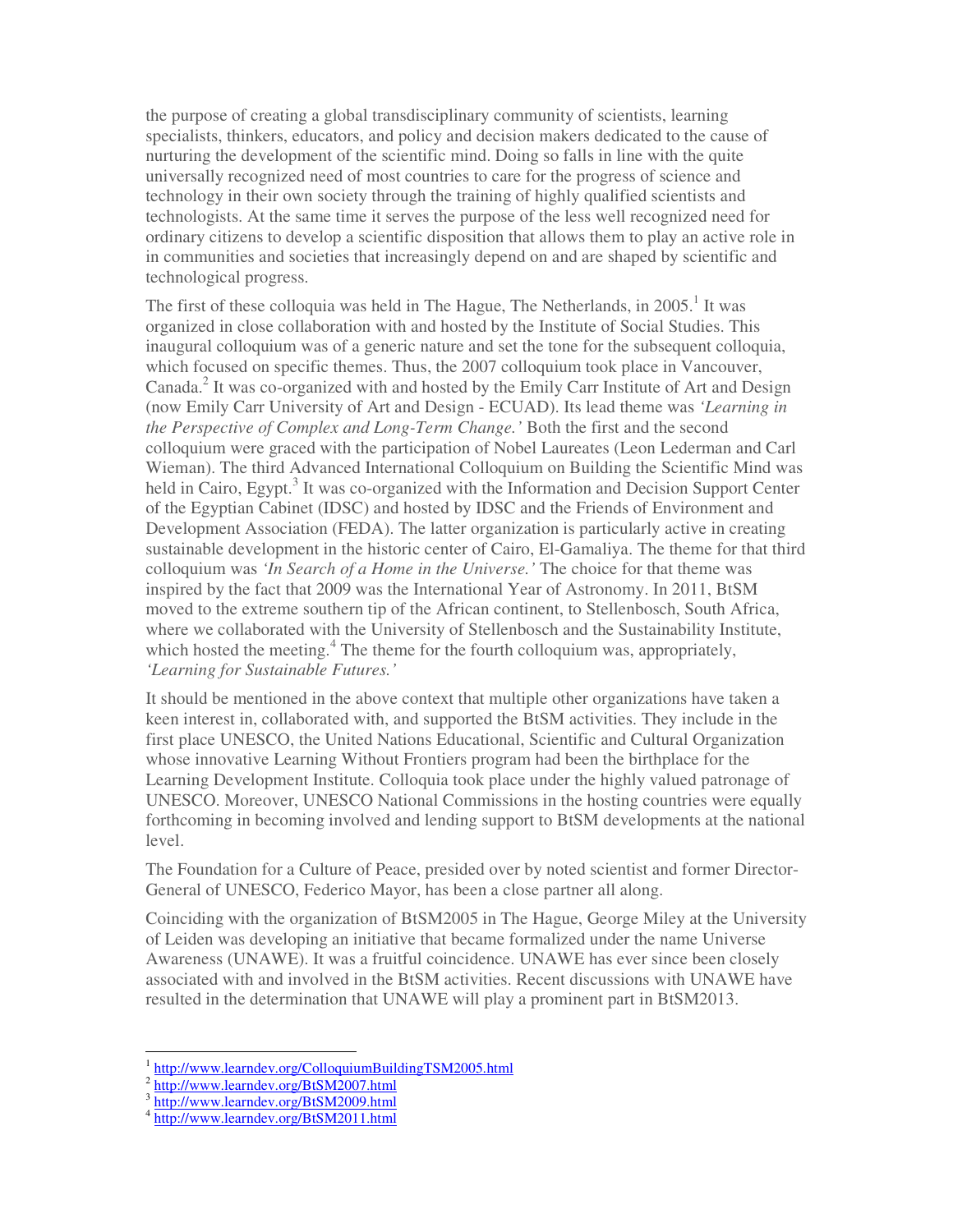the purpose of creating a global transdisciplinary community of scientists, learning specialists, thinkers, educators, and policy and decision makers dedicated to the cause of nurturing the development of the scientific mind. Doing so falls in line with the quite universally recognized need of most countries to care for the progress of science and technology in their own society through the training of highly qualified scientists and technologists. At the same time it serves the purpose of the less well recognized need for ordinary citizens to develop a scientific disposition that allows them to play an active role in in communities and societies that increasingly depend on and are shaped by scientific and technological progress.

The first of these colloquia was held in The Hague, The Netherlands, in 2005.[1] It was organized in close collaboration with and hosted by the Institute of Social Studies. This inaugural colloquium was of a generic nature and set the tone for the subsequent colloquia, which focused on specific themes. Thus, the 2007 colloquium took place in Vancouver, Canada.[2] It was co-organized with and hosted by the Emily Carr Institute of Art and Design (now Emily Carr University of Art and Design - ECUAD). Its lead theme was *'Learning in the Perspective of Complex and Long-Term Change.'* Both the first and the second colloquium were graced with the participation of Nobel Laureates (Leon Lederman and Carl Wieman). The third Advanced International Colloquium on Building the Scientific Mind was held in Cairo, Egypt.[3] It was co-organized with the Information and Decision Support Center of the Egyptian Cabinet (IDSC) and hosted by IDSC and the Friends of Environment and Development Association (FEDA). The latter organization is particularly active in creating sustainable development in the historic center of Cairo, El-Gamaliya. The theme for that third colloquium was *'In Search of a Home in the Universe.'* The choice for that theme was inspired by the fact that 2009 was the International Year of Astronomy. In 2011, BtSM moved to the extreme southern tip of the African continent, to Stellenbosch, South Africa, where we collaborated with the University of Stellenbosch and the Sustainability Institute, which hosted the meeting.[4] The theme for the fourth colloquium was, appropriately, *'Learning for Sustainable Futures.'*

It should be mentioned in the above context that multiple other organizations have taken a keen interest in, collaborated with, and supported the BtSM activities. They include in the first place UNESCO, the United Nations Educational, Scientific and Cultural Organization whose innovative Learning Without Frontiers program had been the birthplace for the Learning Development Institute. Colloquia took place under the highly valued patronage of UNESCO. Moreover, UNESCO National Commissions in the hosting countries were equally forthcoming in becoming involved and lending support to BtSM developments at the national level.

The Foundation for a Culture of Peace, presided over by noted scientist and former Director-General of UNESCO, Federico Mayor, has been a close partner all along.

Coinciding with the organization of BtSM2005 in The Hague, George Miley at the University of Leiden was developing an initiative that became formalized under the name Universe Awareness (UNAWE). It was a fruitful coincidence. UNAWE has ever since been closely associated with and involved in the BtSM activities. Recent discussions with UNAWE have resulted in the determination that UNAWE will play a prominent part in BtSM2013.

---

[1] http://www.learndev.org/ColloquiumBuildingTSM2005.html
[2] http://www.learndev.org/BtSM2007.html
[3] http://www.learndev.org/BtSM2009.html
[4] http://www.learndev.org/BtSM2011.html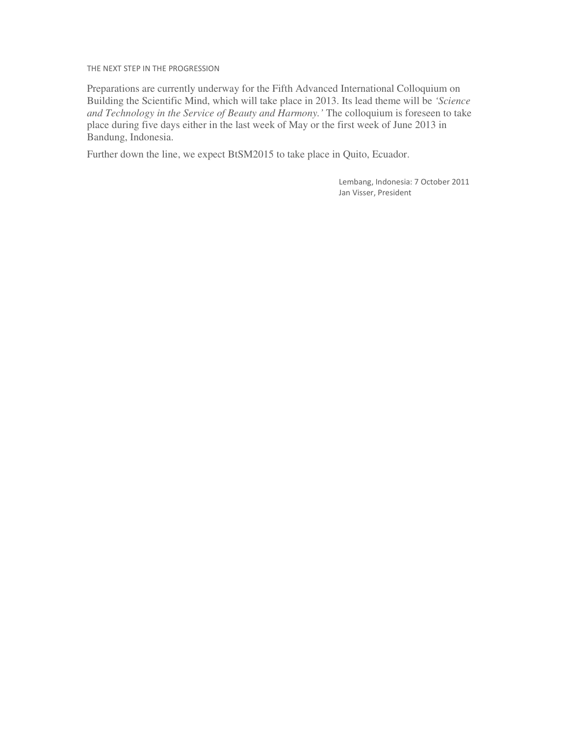## THE NEXT STEP IN THE PROGRESSION

Preparations are currently underway for the Fifth Advanced International Colloquium on Building the Scientific Mind, which will take place in 2013. Its lead theme will be *'Science and Technology in the Service of Beauty and Harmony.'* The colloquium is foreseen to take place during five days either in the last week of May or the first week of June 2013 in Bandung, Indonesia.

Further down the line, we expect BtSM2015 to take place in Quito, Ecuador.

Lembang, Indonesia: 7 October 2011
Jan Visser, President